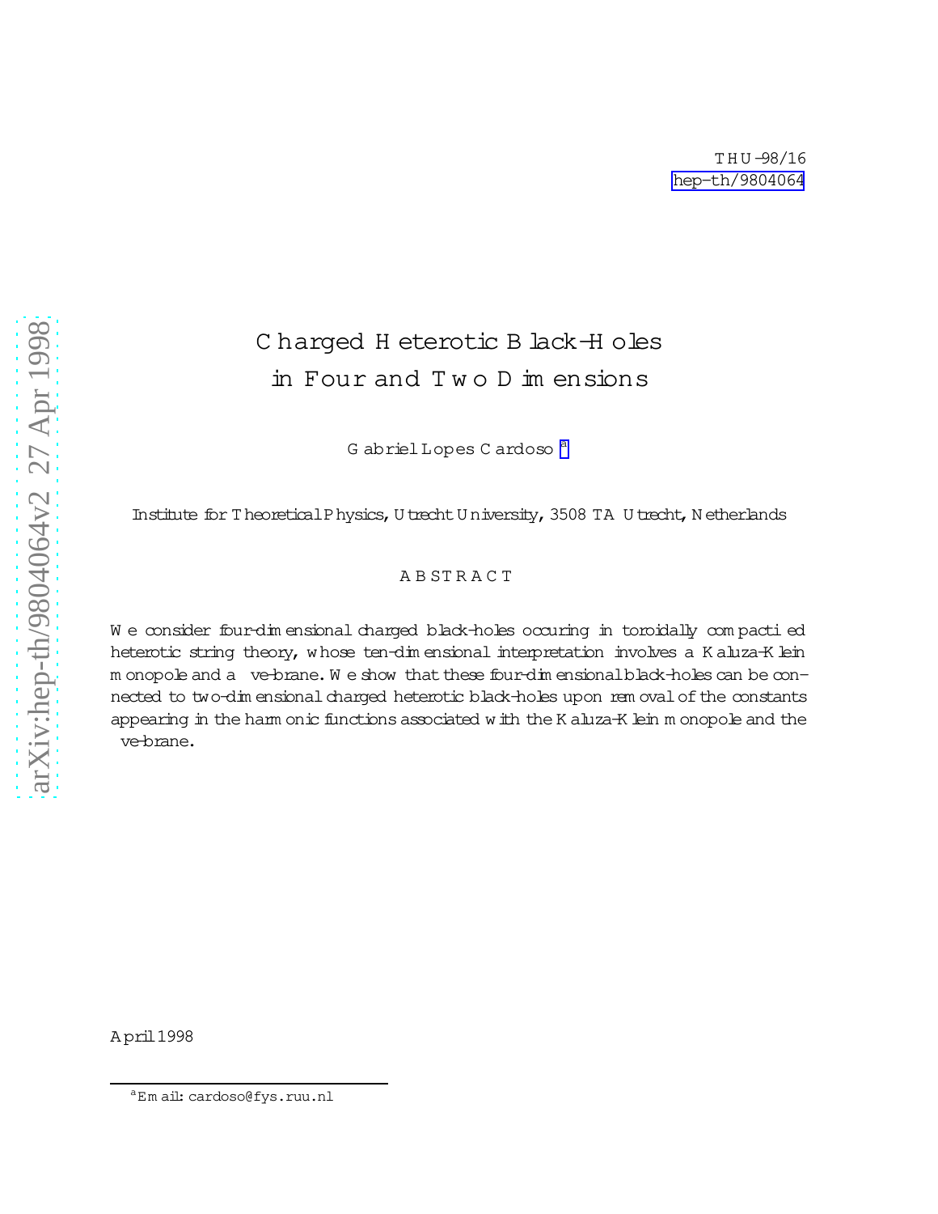THU-98/16
hep-th/9804064

# Charged Heterotic Black-Holes in Four and Two Dimensions

Gabriel Lopes Cardoso [a]

Institute for Theoretical Physics, Utrecht University, 3508 TA Utrecht, Netherlands

## ABSTRACT

We consider four-dimensional charged black-holes occuring in toroidally compactified heterotic string theory, whose ten-dimensional interpretation involves a Kaluza-Klein monopole and a five-brane. We show that these four-dimensional black-holes can be connected to two-dimensional charged heterotic black-holes upon removal of the constants appearing in the harmonic functions associated with the Kaluza-Klein monopole and the five-brane.

April 1998

[a] Email: cardoso@fys.ruu.nl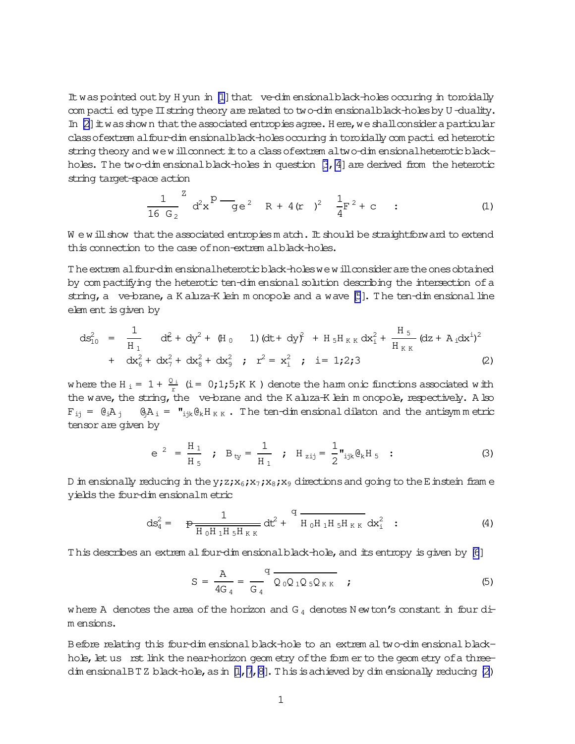It was pointed out by Hyun in [1] that five-dimensional black-holes occuring in toroidally compactified type II string theory are related to two-dimensional black-holes by U-duality. In [2] it was shown that the associated entropies agree. Here, we shall consider a particular class of extremal four-dimensional black-holes occuring in toroidally compactified heterotic string theory and we will connect it to a class of extremal two-dimensional heterotic black-holes. The two-dimensional black-holes in question [3, 4] are derived from the heterotic string target-space action

$$\frac{1}{16\pi G_2}\int d^2x\sqrt{-g}\,e^{-2\phi}\left(R+4(\nabla\phi)^2-\frac{1}{4}F^2+c\right)\quad . \tag{1}$$

We will show that the associated entropies match. It should be straightforward to extend this connection to the case of non-extremal black-holes.

The extremal four-dimensional heterotic black-holes we will consider are the ones obtained by compactifying the heterotic ten-dimensional solution describing the intersection of a string, a five-brane, a Kaluza-Klein monopole and a wave [5]. The ten-dimensional line element is given by

$$\begin{aligned} ds^2_{10} &= \frac{1}{H_1}\left(-dt^2+dy^2+(H_0-1)(dt+dy)^2\right)+H_5H_{KK}\,dx_i^2+\frac{H_5}{H_{KK}}(dz+A_idx^i)^2 \\ &+ dx_6^2+dx_7^2+dx_8^2+dx_9^2 \;\;;\;\; r^2=x_i^2 \;\;;\;\; i=1,2,3 \end{aligned} \tag{2}$$

where the $H_i = 1+\frac{Q_i}{r}$ $(i=0,1,5,KK)$ denote the harmonic functions associated with the wave, the string, the five-brane and the Kaluza-Klein monopole, respectively. Also $F_{ij}=\partial_iA_j-\partial_jA_i=\epsilon_{ijk}\partial_kH_{KK}$. The ten-dimensional dilaton and the antisymmetric tensor are given by

$$e^{-2\phi}=\frac{H_1}{H_5}\;\;;\;\; B_{ty}=\frac{1}{H_1}\;\;;\;\; H_{zij}=\frac{1}{2}\epsilon_{ijk}\partial_kH_5\quad . \tag{3}$$

Dimensionally reducing in the $y,z,x_6,x_7,x_8,x_9$ directions and going to the Einstein frame yields the four-dimensional metric

$$ds_4^2=-\frac{1}{\sqrt{H_0H_1H_5H_{KK}}}\,dt^2+\sqrt{H_0H_1H_5H_{KK}}\,dx_i^2\quad . \tag{4}$$

This describes an extremal four-dimensional black-hole, and its entropy is given by [6]

$$S=\frac{A}{4G_4}=\frac{\pi}{G_4}\sqrt{Q_0Q_1Q_5Q_{KK}}\quad , \tag{5}$$

where $A$ denotes the area of the horizon and $G_4$ denotes Newton's constant in four dimensions.

Before relating this four-dimensional black-hole to an extremal two-dimensional black-hole, let us first link the near-horizon geometry of the former to the geometry of a three-dimensional BTZ black-hole, as in [1, 7, 8]. This is achieved by dimensionally reducing (2)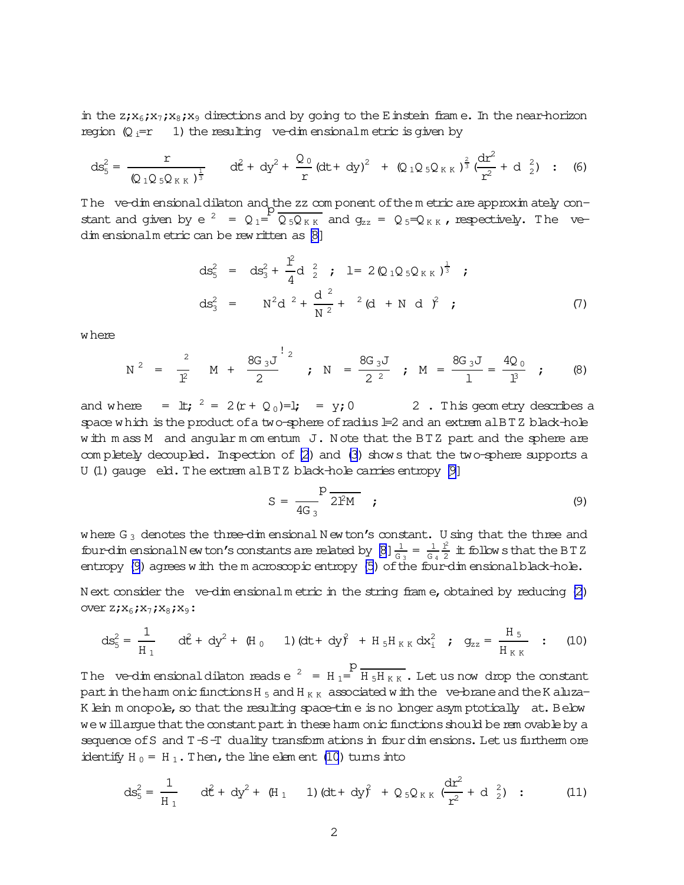in the $z;x_6;x_7;x_8;x_9$ directions and by going to the Einstein frame. In the near-horizon region ($Q_i/r \gg 1$) the resulting five-dimensional metric is given by

$$ds_5^2 = \frac{r}{(Q_1 Q_5 Q_{KK})^{\frac{1}{3}}}\left(-dt^2 + dy^2 + \frac{Q_0}{r}(dt+dy)^2\right) + (Q_1 Q_5 Q_{KK})^{\frac{2}{3}}\left(\frac{dr^2}{r^2} + d\Omega_2^2\right) \quad . \quad (6)$$

The five-dimensional dilaton and the $zz$ component of the metric are approximately constant and given by $e^{-2\phi} = Q_1/\sqrt{Q_5 Q_{KK}}$ and $g_{zz} = Q_5/Q_{KK}$, respectively. The five-dimensional metric can be rewritten as [8]

$$\begin{aligned}
ds_5^2 &= ds_3^2 + \frac{l^2}{4} d\Omega_2^2 \quad ; \quad l = 2\,(Q_1 Q_5 Q_{KK})^{\frac{1}{3}} \quad ; \\
ds_3^2 &= -N^2 d\tau^2 + \frac{d\rho^2}{N^2} + \rho^2 (d\phi + N_\phi d\tau)^2 \quad ;
\end{aligned} \quad (7)$$

where

$$N^2 = \left(\frac{\rho^2}{l^2} - M + \frac{8G_3 J}{2\rho}\right)^2 \quad ; \quad N_\phi = -\frac{8G_3 J}{2\rho^2} \quad ; \quad M = \frac{8G_3 J}{l} = \frac{4Q_0}{l^3} \quad ; \quad (8)$$

and where $\tau = lt$; $\rho^2 = 2\,(r + Q_0)/l$; $\phi = y$; $0 \le \phi \le 2\pi$. This geometry describes a space which is the product of a two-sphere of radius $l/2$ and an extremal BTZ black-hole with mass $M$ and angular momentum $J$. Note that the BTZ part and the sphere are completely decoupled. Inspection of (2) and (3) shows that the two-sphere supports a $U(1)$ gauge field. The extremal BTZ black-hole carries entropy [9]

$$S = \frac{\pi}{4G_3}\sqrt{2l^2 M} \quad ; \quad (9)$$

where $G_3$ denotes the three-dimensional Newton's constant. Using that the three and four-dimensional Newton's constants are related by [8] $\frac{1}{G_3} = \frac{1}{G_4}\frac{\pi l^2}{2}$ it follows that the BTZ entropy (9) agrees with the macroscopic entropy (5) of the four-dimensional black-hole.

Next consider the five-dimensional metric in the string frame, obtained by reducing (2) over $z;x_6;x_7;x_8;x_9$:

$$ds_5^2 = \frac{1}{H_1}\left(-dt^2 + dy^2 + (H_0 - 1)(dt+dy)^2\right) + H_5 H_{KK}\, dx_i^2 \quad ; \quad g_{zz} = \frac{H_5}{H_{KK}} \quad . \quad (10)$$

The five-dimensional dilaton reads $e^{-2\phi} = H_1/\sqrt{H_5 H_{KK}}$. Let us now drop the constant part in the harmonic functions $H_5$ and $H_{KK}$ associated with the five-brane and the Kaluza-Klein monopole, so that the resulting space-time is no longer asymptotically flat. Below we will argue that the constant part in these harmonic functions should be removable by a sequence of S and T-S-T duality transformations in four dimensions. Let us furthermore identify $H_0 = H_1$. Then, the line element (10) turns into

$$ds_5^2 = \frac{1}{H_1}\left(-dt^2 + dy^2 + (H_1 - 1)(dt+dy)^2\right) + Q_5 Q_{KK}\left(\frac{dr^2}{r^2} + d\Omega_2^2\right) \quad . \quad (11)$$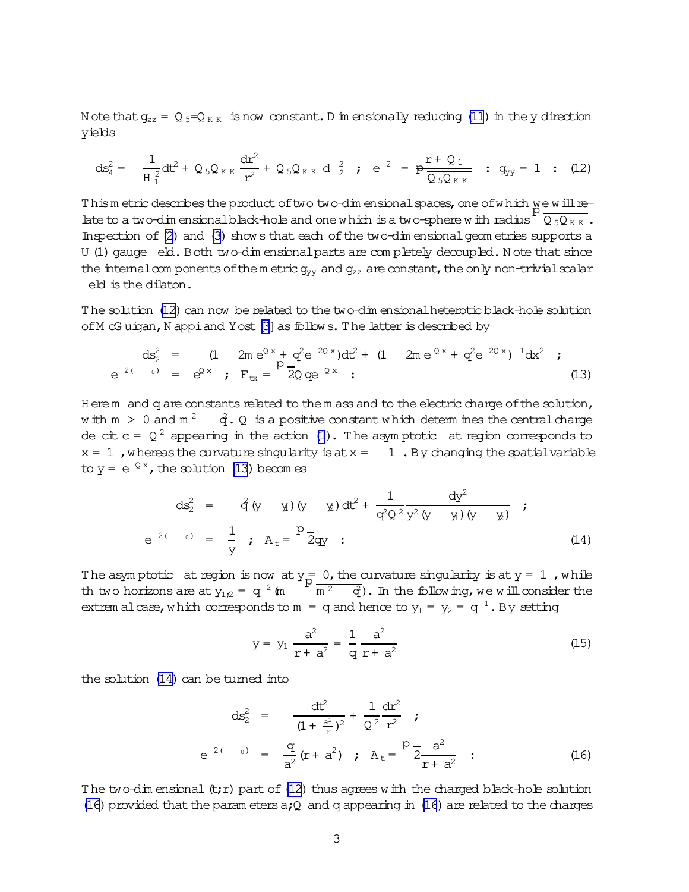Note that $g_{zz} = Q_5/Q_{KK}$ is now constant. Dimensionally reducing (11) in the $y$ direction yields

$$ds_4^2 = -\frac{1}{H_1^2}dt^2 + Q_5 Q_{KK}\frac{dr^2}{r^2} + Q_5 Q_{KK}\, d\Omega_2^2 \quad ; \quad e^{-2\phi} = \frac{r + Q_1}{\sqrt{Q_5 Q_{KK}}} \quad ; \quad g_{yy} = 1 \quad . \qquad (12)$$

This metric describes the product of two two-dimensional spaces, one of which we will relate to a two-dimensional black-hole and one which is a two-sphere with radius $\sqrt{Q_5 Q_{KK}}$. Inspection of (2) and (3) shows that each of the two-dimensional geometries supports a U(1) gauge field. Both two-dimensional parts are completely decoupled. Note that since the internal components of the metric $g_{yy}$ and $g_{zz}$ are constant, the only non-trivial scalar field is the dilaton.

The solution (12) can now be related to the two-dimensional heterotic black-hole solution of McGuigan, Nappi and Yost [3] as follows. The latter is described by

$$\begin{aligned}
ds_2^2 &= -(1 - 2m\, e^{Qx} + q^2 e^{2Qx})dt^2 + (1 - 2m\, e^{Qx} + q^2 e^{2Qx})^{-1}dx^2 \quad ; \\
e^{-2(\phi-\phi_0)} &= e^{-Qx} \quad ; \quad F_{tx} = \sqrt{2}Q\, q\, e^{Qx} \quad .
\end{aligned} \qquad (13)$$

Here $m$ and $q$ are constants related to the mass and to the electric charge of the solution, with $m > 0$ and $m^2 \geq q^2$. $Q$ is a positive constant which determines the central charge deficit $c = Q^2$ appearing in the action (1). The asymptotic flat region corresponds to $x = -\infty$, whereas the curvature singularity is at $x = \infty$. By changing the spatial variable to $y = e^{Qx}$, the solution (13) becomes

$$\begin{aligned}
ds_2^2 &= -q^2(y - y_1)(y - y_2)dt^2 + \frac{1}{q^2 Q^2}\frac{dy^2}{y^2(y - y_1)(y - y_2)} \quad ; \\
e^{-2(\phi-\phi_0)} &= \frac{1}{y} \quad ; \quad A_t = \sqrt{2}\,q\,y \quad .
\end{aligned} \qquad (14)$$

The asymptotic flat region is now at $y = 0$, the curvature singularity is at $y = \infty$, while th two horizons are at $y_{1,2} = q^{-2}(m \mp \sqrt{m^2 - q^2})$. In the following, we will consider the extremal case, which corresponds to $m = q$ and hence to $y_1 = y_2 = q^{-1}$. By setting

$$y = y_1 \frac{a^2}{r + a^2} = \frac{1}{q}\frac{a^2}{r + a^2} \qquad (15)$$

the solution (14) can be turned into

$$\begin{aligned}
ds_2^2 &= -\frac{dt^2}{(1 + \frac{a^2}{r})^2} + \frac{1}{Q^2}\frac{dr^2}{r^2} \quad ; \\
e^{-2(\phi-\phi_0)} &= \frac{q}{a^2}(r + a^2) \quad ; \quad A_t = \sqrt{2}\frac{a^2}{r + a^2} \quad .
\end{aligned} \qquad (16)$$

The two-dimensional $(t,r)$ part of (12) thus agrees with the charged black-hole solution (16) provided that the parameters $a, Q$ and $q$ appearing in (16) are related to the charges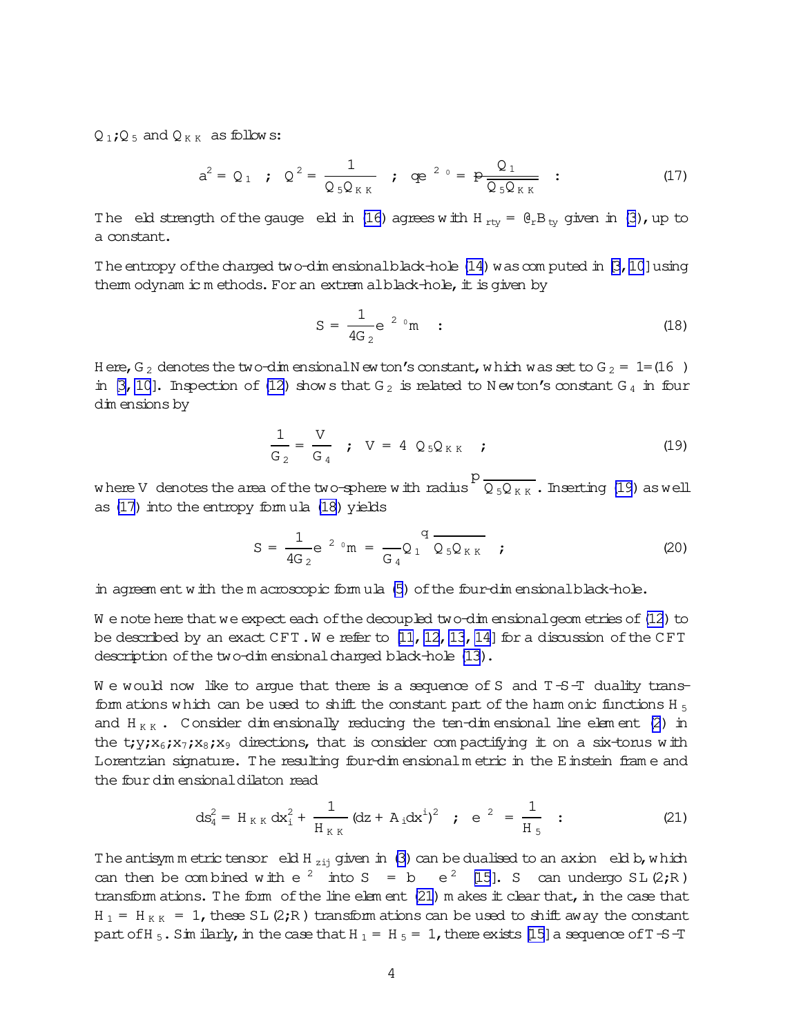$Q_1, Q_5$ and $Q_{KK}$ as follows:

$$a^2 = Q_1 \quad ; \quad Q^2 = \frac{1}{Q_5 Q_{KK}} \quad ; \quad q e^{2\phi_0} = \frac{Q_1}{\sqrt{Q_5 Q_{KK}}} \quad . \tag{17}$$

The field strength of the gauge field in (16) agrees with $H_{rty} = \partial_r B_{ty}$ given in (3), up to a constant.

The entropy of the charged two-dimensional black-hole (14) was computed in [3, 10] using thermodynamic methods. For an extremal black-hole, it is given by

$$S = \frac{1}{4G_2} e^{2\phi_0} m \quad . \tag{18}$$

Here, $G_2$ denotes the two-dimensional Newton's constant, which was set to $G_2 = 1/(16\pi)$ in [3, 10]. Inspection of (12) shows that $G_2$ is related to Newton's constant $G_4$ in four dimensions by

$$\frac{1}{G_2} = \frac{V}{G_4} \quad ; \quad V = 4\pi Q_5 Q_{KK} \quad ; \tag{19}$$

where $V$ denotes the area of the two-sphere with radius $\sqrt{Q_5 Q_{KK}}$. Inserting (19) as well as (17) into the entropy formula (18) yields

$$S = \frac{1}{4G_2} e^{2\phi_0} m = \frac{\pi}{G_4} Q_1 \sqrt{Q_5 Q_{KK}} \quad ; \tag{20}$$

in agreement with the macroscopic formula (5) of the four-dimensional black-hole.

We note here that we expect each of the decoupled two-dimensional geometries of (12) to be described by an exact CFT. We refer to [11, 12, 13, 14] for a discussion of the CFT description of the two-dimensional charged black-hole (13).

We would now like to argue that there is a sequence of S and T-S-T duality transformations which can be used to shift the constant part of the harmonic functions $H_5$ and $H_{KK}$. Consider dimensionally reducing the ten-dimensional line element (2) in the $t, y, x_6, x_7, x_8, x_9$ directions, that is consider compactifying it on a six-torus with Lorentzian signature. The resulting four-dimensional metric in the Einstein frame and the four dimensional dilaton read

$$ds_4^2 = H_{KK} dx_i^2 + \frac{1}{H_{KK}} (dz + A_i dx^i)^2 \quad ; \quad e^{2\phi} = \frac{1}{H_5} \quad . \tag{21}$$

The antisymmetric tensor field $H_{zij}$ given in (3) can be dualised to an axion field $b$, which can then be combined with $e^{-2\phi}$ into $S = b - i e^{-2\phi}$ [15]. $S$ can undergo $SL(2;R)$ transformations. The form of the line element (21) makes it clear that, in the case that $H_1 = H_{KK} = 1$, these $SL(2;R)$ transformations can be used to shift away the constant part of $H_5$. Similarly, in the case that $H_1 = H_5 = 1$, there exists [15] a sequence of T-S-T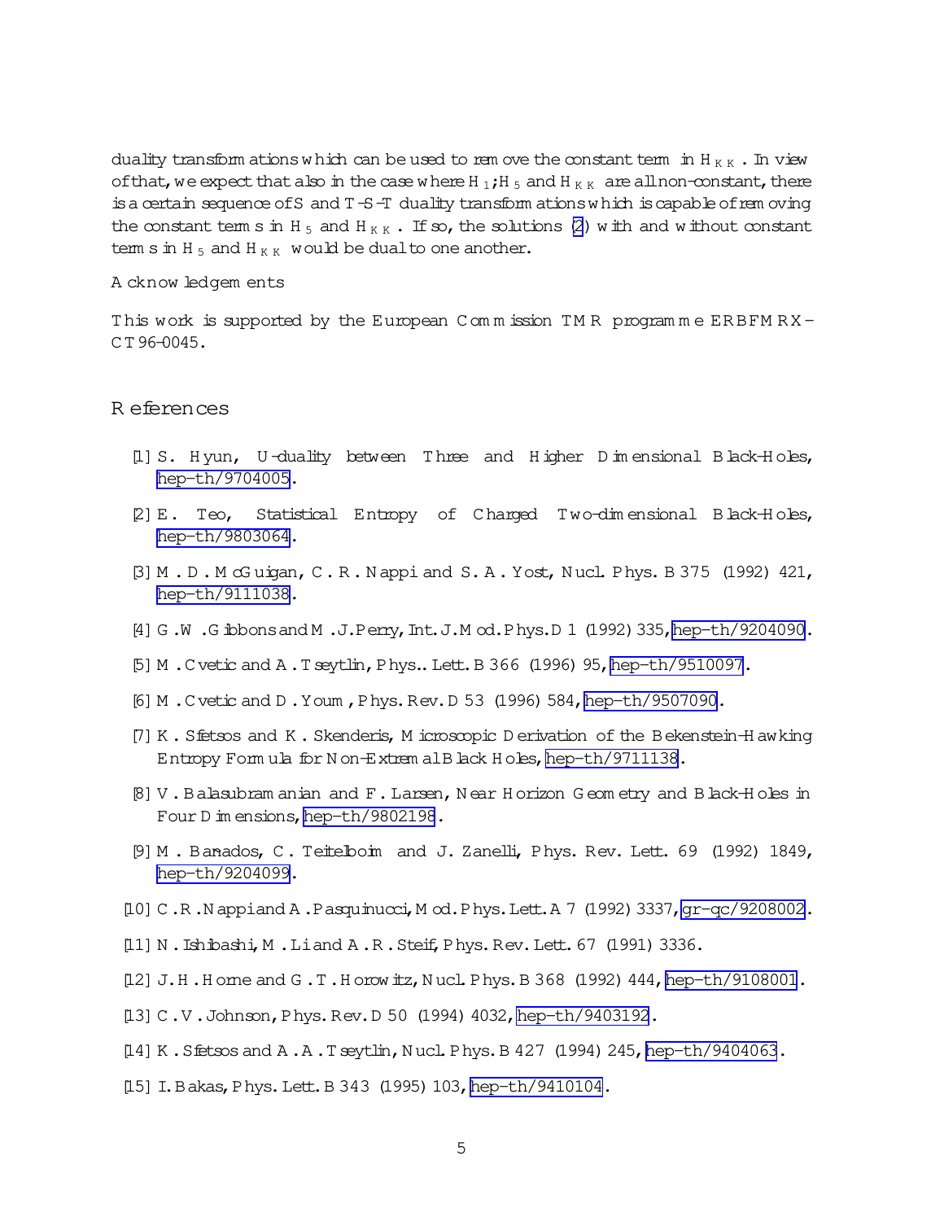duality transformations which can be used to remove the constant term in $H_{KK}$. In view of that, we expect that also in the case where $H_1; H_5$ and $H_{KK}$ are all non-constant, there is a certain sequence of S and T-S-T duality transformations which is capable of removing the constant terms in $H_5$ and $H_{KK}$. If so, the solutions (2) with and without constant terms in $H_5$ and $H_{KK}$ would be dual to one another.

Acknowledgements

This work is supported by the European Commission TMR programme ERBFMRX-CT96-0045.

## References

[1] S. Hyun, U-duality between Three and Higher Dimensional Black-Holes, hep-th/9704005.

[2] E. Teo, Statistical Entropy of Charged Two-dimensional Black-Holes, hep-th/9803064.

[3] M. D. McGuigan, C. R. Nappi and S. A. Yost, Nucl. Phys. B 375 (1992) 421, hep-th/9111038.

[4] G. W. Gibbons and M. J. Perry, Int. J. Mod. Phys. D 1 (1992) 335, hep-th/9204090.

[5] M. Cvetic and A. Tseytlin, Phys.. Lett. B 366 (1996) 95, hep-th/9510097.

[6] M. Cvetic and D. Youm, Phys. Rev. D 53 (1996) 584, hep-th/9507090.

[7] K. Sfetsos and K. Skenderis, Microscopic Derivation of the Bekenstein-Hawking Entropy Formula for Non-Extremal Black Holes, hep-th/9711138.

[8] V. Balasubramanian and F. Larsen, Near Horizon Geometry and Black-Holes in Four Dimensions, hep-th/9802198.

[9] M. Banados, C. Teitelboim and J. Zanelli, Phys. Rev. Lett. 69 (1992) 1849, hep-th/9204099.

[10] C. R. Nappi and A. Pasquinucci, Mod. Phys. Lett. A 7 (1992) 3337, gr-qc/9208002.

[11] N. Ishibashi, M. Li and A. R. Steif, Phys. Rev. Lett. 67 (1991) 3336.

[12] J. H. Horne and G. T. Horowitz, Nucl. Phys. B 368 (1992) 444, hep-th/9108001.

[13] C. V. Johnson, Phys. Rev. D 50 (1994) 4032, hep-th/9403192.

[14] K. Sfetsos and A. A. Tseytlin, Nucl. Phys. B 427 (1994) 245, hep-th/9404063.

[15] I. Bakas, Phys. Lett. B 343 (1995) 103, hep-th/9410104.